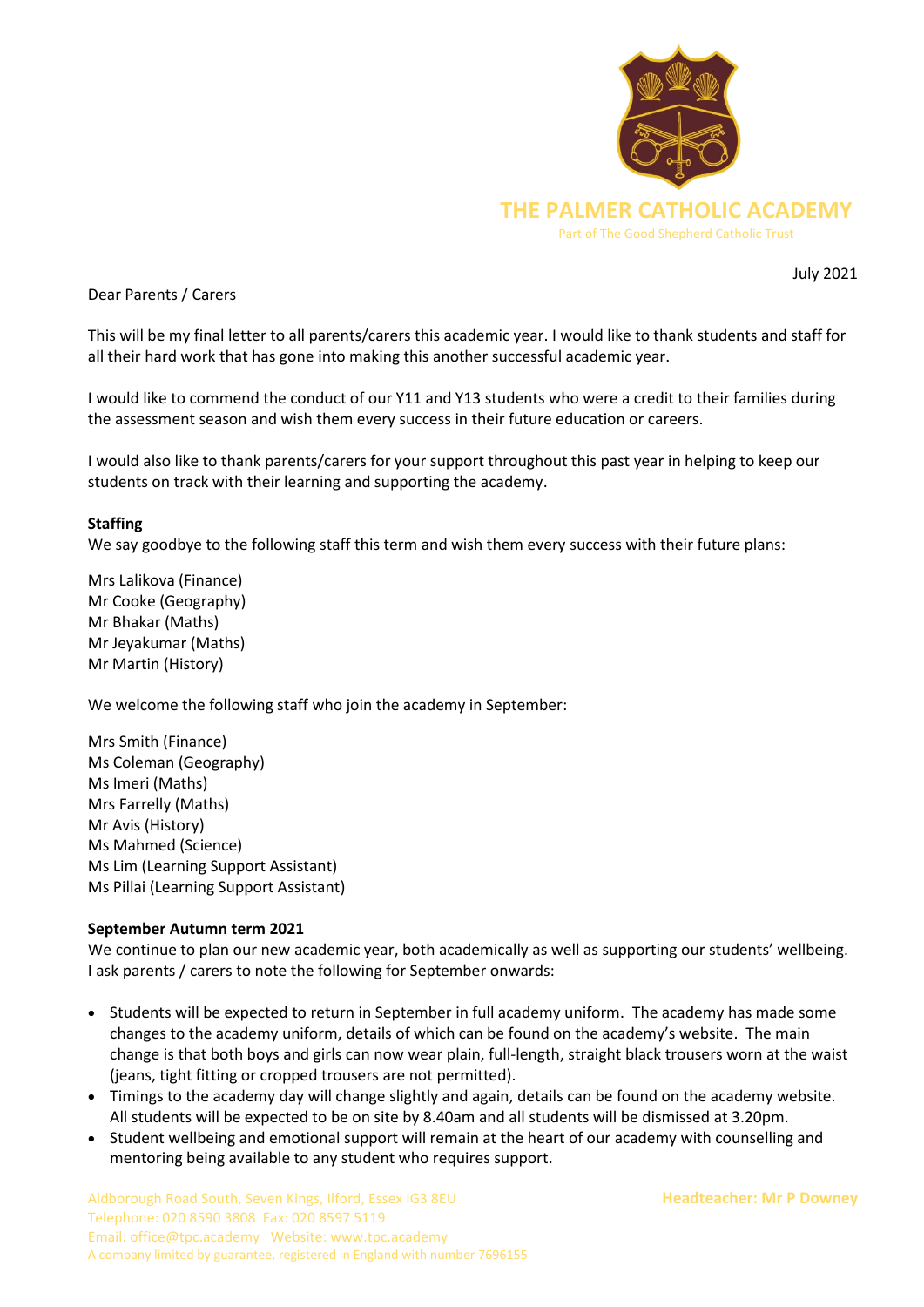**THE PALMER CATHOLIC ACADEMY**

Part of The Good Shepherd Catholic Trust

July 2021

Dear Parents / Carers

This will be my final letter to all parents/carers this academic year. I would like to thank students and staff for all their hard work that has gone into making this another successful academic year.

I would like to commend the conduct of our Y11 and Y13 students who were a credit to their families during the assessment season and wish them every success in their future education or careers.

I would also like to thank parents/carers for your support throughout this past year in helping to keep our students on track with their learning and supporting the academy.

**Staffing**

We say goodbye to the following staff this term and wish them every success with their future plans:

Mrs Lalikova (Finance)
Mr Cooke (Geography)
Mr Bhakar (Maths)
Mr Jeyakumar (Maths)
Mr Martin (History)

We welcome the following staff who join the academy in September:

Mrs Smith (Finance)
Ms Coleman (Geography)
Ms Imeri (Maths)
Mrs Farrelly (Maths)
Mr Avis (History)
Ms Mahmed (Science)
Ms Lim (Learning Support Assistant)
Ms Pillai (Learning Support Assistant)

**September Autumn term 2021**

We continue to plan our new academic year, both academically as well as supporting our students' wellbeing. I ask parents / carers to note the following for September onwards:

- Students will be expected to return in September in full academy uniform. The academy has made some changes to the academy uniform, details of which can be found on the academy's website. The main change is that both boys and girls can now wear plain, full-length, straight black trousers worn at the waist (jeans, tight fitting or cropped trousers are not permitted).
- Timings to the academy day will change slightly and again, details can be found on the academy website. All students will be expected to be on site by 8.40am and all students will be dismissed at 3.20pm.
- Student wellbeing and emotional support will remain at the heart of our academy with counselling and mentoring being available to any student who requires support.

Aldborough Road South, Seven Kings, Ilford, Essex IG3 8EU
Telephone: 020 8590 3808 Fax: 020 8597 5119
Email: office@tpc.academy Website: www.tpc.academy
A company limited by guarantee, registered in England with number 7696155

**Headteacher: Mr P Downey**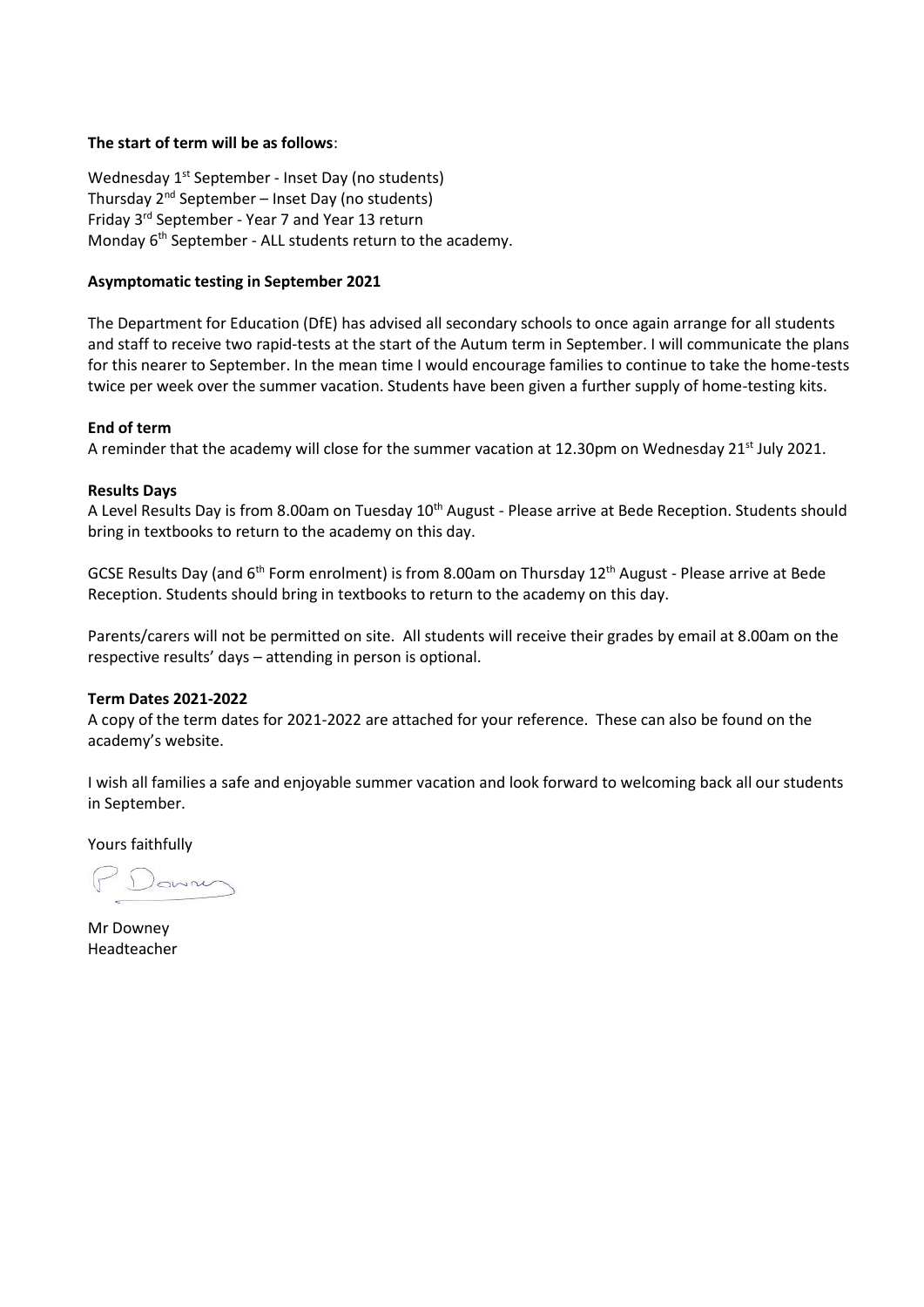**The start of term will be as follows**:

Wednesday 1st September - Inset Day (no students)
Thursday 2nd September – Inset Day (no students)
Friday 3rd September - Year 7 and Year 13 return
Monday 6th September - ALL students return to the academy.

**Asymptomatic testing in September 2021**

The Department for Education (DfE) has advised all secondary schools to once again arrange for all students and staff to receive two rapid-tests at the start of the Autum term in September. I will communicate the plans for this nearer to September. In the mean time I would encourage families to continue to take the home-tests twice per week over the summer vacation. Students have been given a further supply of home-testing kits.

**End of term**

A reminder that the academy will close for the summer vacation at 12.30pm on Wednesday 21st July 2021.

**Results Days**

A Level Results Day is from 8.00am on Tuesday 10th August - Please arrive at Bede Reception. Students should bring in textbooks to return to the academy on this day.

GCSE Results Day (and 6th Form enrolment) is from 8.00am on Thursday 12th August - Please arrive at Bede Reception. Students should bring in textbooks to return to the academy on this day.

Parents/carers will not be permitted on site. All students will receive their grades by email at 8.00am on the respective results' days – attending in person is optional.

**Term Dates 2021-2022**

A copy of the term dates for 2021-2022 are attached for your reference. These can also be found on the academy's website.

I wish all families a safe and enjoyable summer vacation and look forward to welcoming back all our students in September.

Yours faithfully

P Downey

Mr Downey
Headteacher